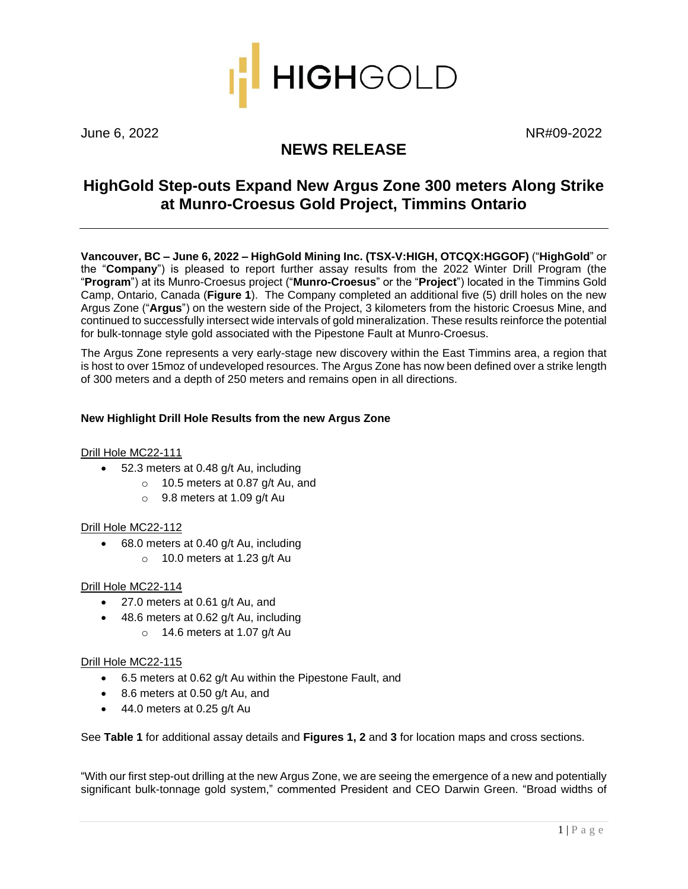June 6, 2022 NR#09-2022

## NEWS RELEASE

# HighGold Step-outs Expand New Argus Zone 300 meters Along Strike at Munro-Croesus Gold Project, Timmins Ontario

**Vancouver, BC – June 6, 2022 – HighGold Mining Inc. (TSX-V:HIGH, OTCQX:HGGOF)** ("**HighGold**" or the "**Company**") is pleased to report further assay results from the 2022 Winter Drill Program (the "**Program**") at its Munro-Croesus project ("**Munro-Croesus**" or the "**Project**") located in the Timmins Gold Camp, Ontario, Canada (**Figure 1**). The Company completed an additional five (5) drill holes on the new Argus Zone ("**Argus**") on the western side of the Project, 3 kilometers from the historic Croesus Mine, and continued to successfully intersect wide intervals of gold mineralization. These results reinforce the potential for bulk-tonnage style gold associated with the Pipestone Fault at Munro-Croesus.

The Argus Zone represents a very early-stage new discovery within the East Timmins area, a region that is host to over 15moz of undeveloped resources. The Argus Zone has now been defined over a strike length of 300 meters and a depth of 250 meters and remains open in all directions.

### New Highlight Drill Hole Results from the new Argus Zone

Drill Hole MC22-111

- 52.3 meters at 0.48 g/t Au, including
  - 10.5 meters at 0.87 g/t Au, and
  - 9.8 meters at 1.09 g/t Au

Drill Hole MC22-112

- 68.0 meters at 0.40 g/t Au, including
  - 10.0 meters at 1.23 g/t Au

Drill Hole MC22-114

- 27.0 meters at 0.61 g/t Au, and
- 48.6 meters at 0.62 g/t Au, including
  - 14.6 meters at 1.07 g/t Au

Drill Hole MC22-115

- 6.5 meters at 0.62 g/t Au within the Pipestone Fault, and
- 8.6 meters at 0.50 g/t Au, and
- 44.0 meters at 0.25 g/t Au

See **Table 1** for additional assay details and **Figures 1, 2** and **3** for location maps and cross sections.

"With our first step-out drilling at the new Argus Zone, we are seeing the emergence of a new and potentially significant bulk-tonnage gold system," commented President and CEO Darwin Green. "Broad widths of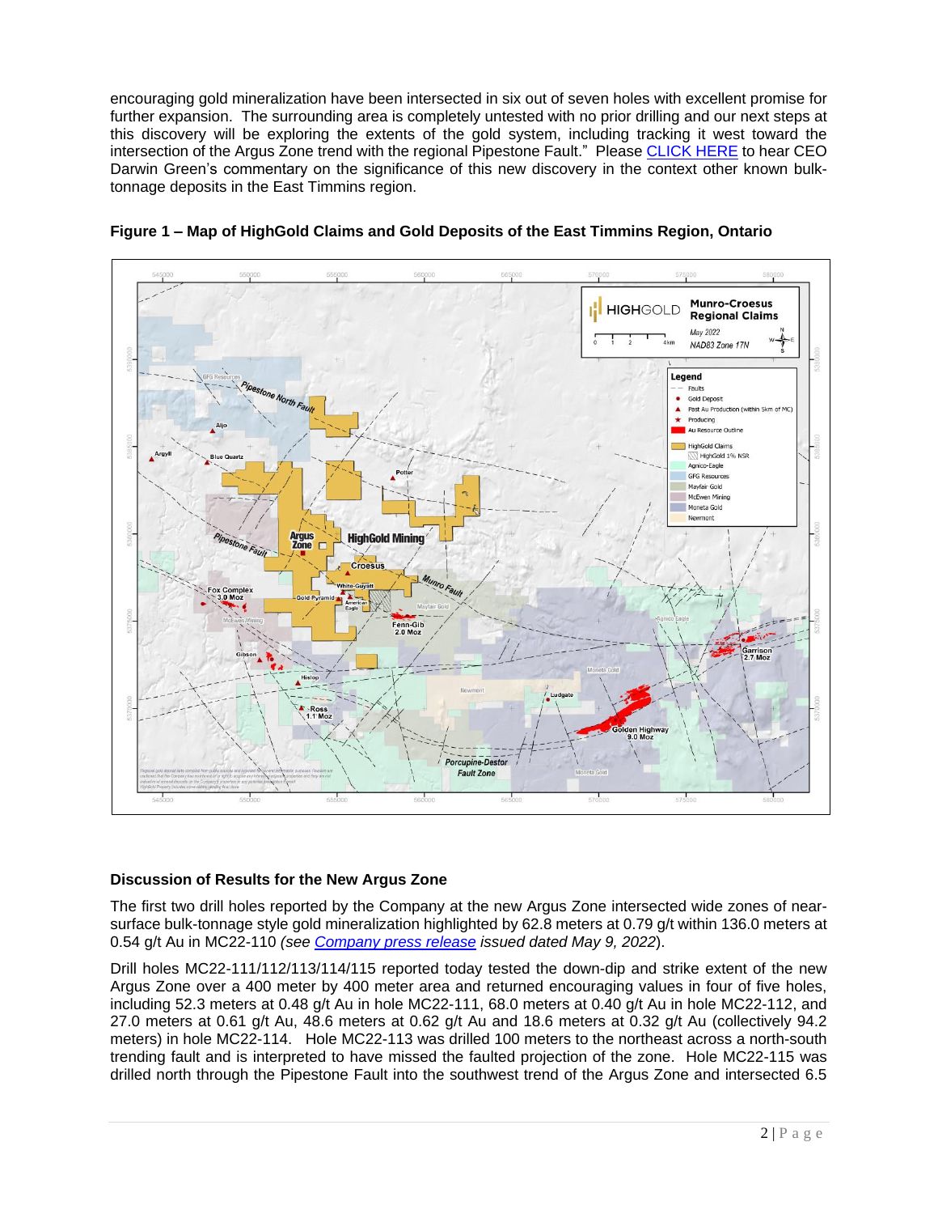encouraging gold mineralization have been intersected in six out of seven holes with excellent promise for further expansion. The surrounding area is completely untested with no prior drilling and our next steps at this discovery will be exploring the extents of the gold system, including tracking it west toward the intersection of the Argus Zone trend with the regional Pipestone Fault." Please CLICK HERE to hear CEO Darwin Green's commentary on the significance of this new discovery in the context other known bulk-tonnage deposits in the East Timmins region.

**Figure 1 – Map of HighGold Claims and Gold Deposits of the East Timmins Region, Ontario**

### Discussion of Results for the New Argus Zone

The first two drill holes reported by the Company at the new Argus Zone intersected wide zones of near-surface bulk-tonnage style gold mineralization highlighted by 62.8 meters at 0.79 g/t within 136.0 meters at 0.54 g/t Au in MC22-110 *(see Company press release issued dated May 9, 2022)*.

Drill holes MC22-111/112/113/114/115 reported today tested the down-dip and strike extent of the new Argus Zone over a 400 meter by 400 meter area and returned encouraging values in four of five holes, including 52.3 meters at 0.48 g/t Au in hole MC22-111, 68.0 meters at 0.40 g/t Au in hole MC22-112, and 27.0 meters at 0.61 g/t Au, 48.6 meters at 0.62 g/t Au and 18.6 meters at 0.32 g/t Au (collectively 94.2 meters) in hole MC22-114. Hole MC22-113 was drilled 100 meters to the northeast across a north-south trending fault and is interpreted to have missed the faulted projection of the zone. Hole MC22-115 was drilled north through the Pipestone Fault into the southwest trend of the Argus Zone and intersected 6.5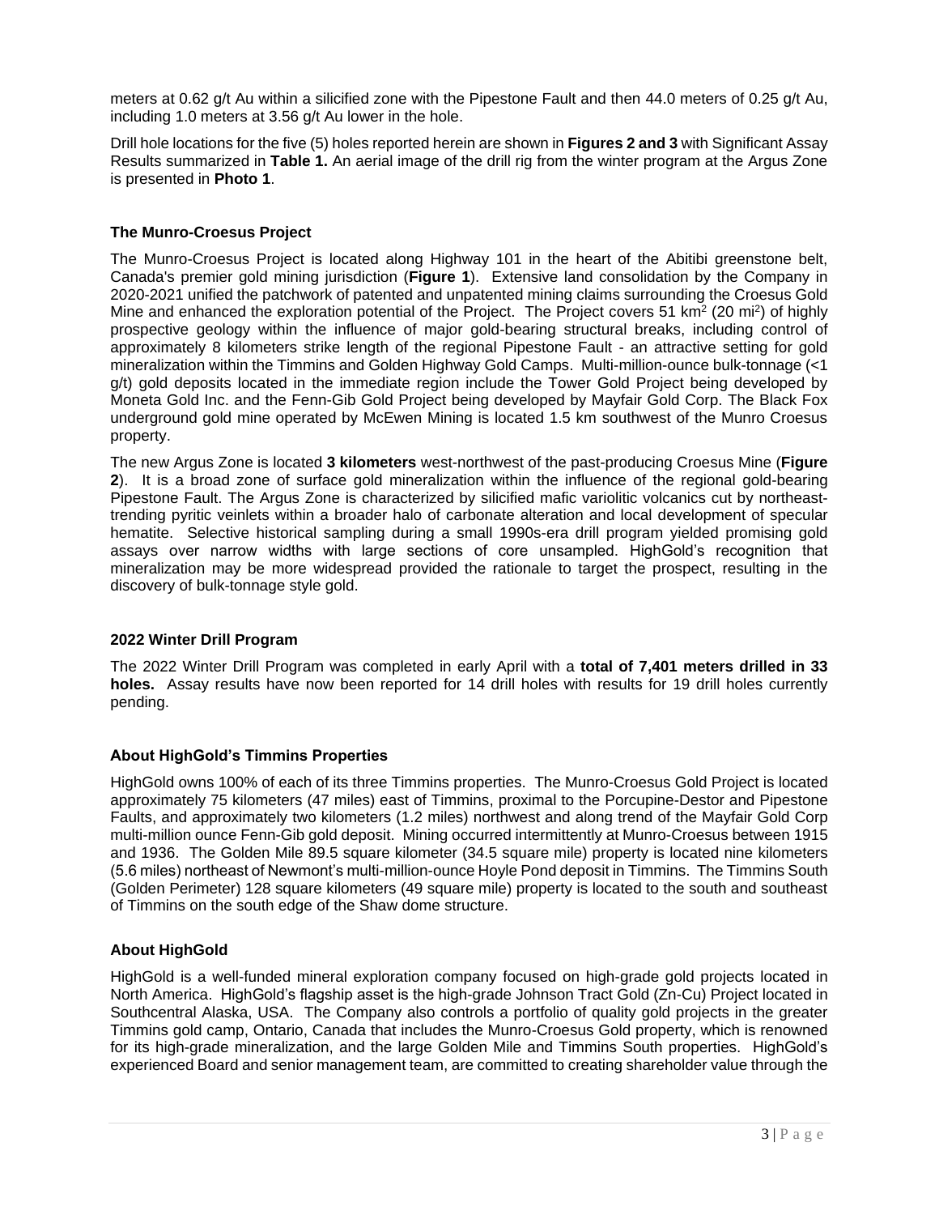meters at 0.62 g/t Au within a silicified zone with the Pipestone Fault and then 44.0 meters of 0.25 g/t Au, including 1.0 meters at 3.56 g/t Au lower in the hole.

Drill hole locations for the five (5) holes reported herein are shown in **Figures 2 and 3** with Significant Assay Results summarized in **Table 1.** An aerial image of the drill rig from the winter program at the Argus Zone is presented in **Photo 1**.

### The Munro-Croesus Project

The Munro-Croesus Project is located along Highway 101 in the heart of the Abitibi greenstone belt, Canada's premier gold mining jurisdiction (**Figure 1**). Extensive land consolidation by the Company in 2020-2021 unified the patchwork of patented and unpatented mining claims surrounding the Croesus Gold Mine and enhanced the exploration potential of the Project. The Project covers 51 $km^2$ (20 $mi^2$) of highly prospective geology within the influence of major gold-bearing structural breaks, including control of approximately 8 kilometers strike length of the regional Pipestone Fault - an attractive setting for gold mineralization within the Timmins and Golden Highway Gold Camps. Multi-million-ounce bulk-tonnage (<1 g/t) gold deposits located in the immediate region include the Tower Gold Project being developed by Moneta Gold Inc. and the Fenn-Gib Gold Project being developed by Mayfair Gold Corp. The Black Fox underground gold mine operated by McEwen Mining is located 1.5 km southwest of the Munro Croesus property.

The new Argus Zone is located **3 kilometers** west-northwest of the past-producing Croesus Mine (**Figure 2**). It is a broad zone of surface gold mineralization within the influence of the regional gold-bearing Pipestone Fault. The Argus Zone is characterized by silicified mafic variolitic volcanics cut by northeast-trending pyritic veinlets within a broader halo of carbonate alteration and local development of specular hematite. Selective historical sampling during a small 1990s-era drill program yielded promising gold assays over narrow widths with large sections of core unsampled. HighGold's recognition that mineralization may be more widespread provided the rationale to target the prospect, resulting in the discovery of bulk-tonnage style gold.

### 2022 Winter Drill Program

The 2022 Winter Drill Program was completed in early April with a **total of 7,401 meters drilled in 33 holes.** Assay results have now been reported for 14 drill holes with results for 19 drill holes currently pending.

### About HighGold's Timmins Properties

HighGold owns 100% of each of its three Timmins properties. The Munro-Croesus Gold Project is located approximately 75 kilometers (47 miles) east of Timmins, proximal to the Porcupine-Destor and Pipestone Faults, and approximately two kilometers (1.2 miles) northwest and along trend of the Mayfair Gold Corp multi-million ounce Fenn-Gib gold deposit. Mining occurred intermittently at Munro-Croesus between 1915 and 1936. The Golden Mile 89.5 square kilometer (34.5 square mile) property is located nine kilometers (5.6 miles) northeast of Newmont's multi-million-ounce Hoyle Pond deposit in Timmins. The Timmins South (Golden Perimeter) 128 square kilometers (49 square mile) property is located to the south and southeast of Timmins on the south edge of the Shaw dome structure.

### About HighGold

HighGold is a well-funded mineral exploration company focused on high-grade gold projects located in North America. HighGold's flagship asset is the high-grade Johnson Tract Gold (Zn-Cu) Project located in Southcentral Alaska, USA. The Company also controls a portfolio of quality gold projects in the greater Timmins gold camp, Ontario, Canada that includes the Munro-Croesus Gold property, which is renowned for its high-grade mineralization, and the large Golden Mile and Timmins South properties. HighGold's experienced Board and senior management team, are committed to creating shareholder value through the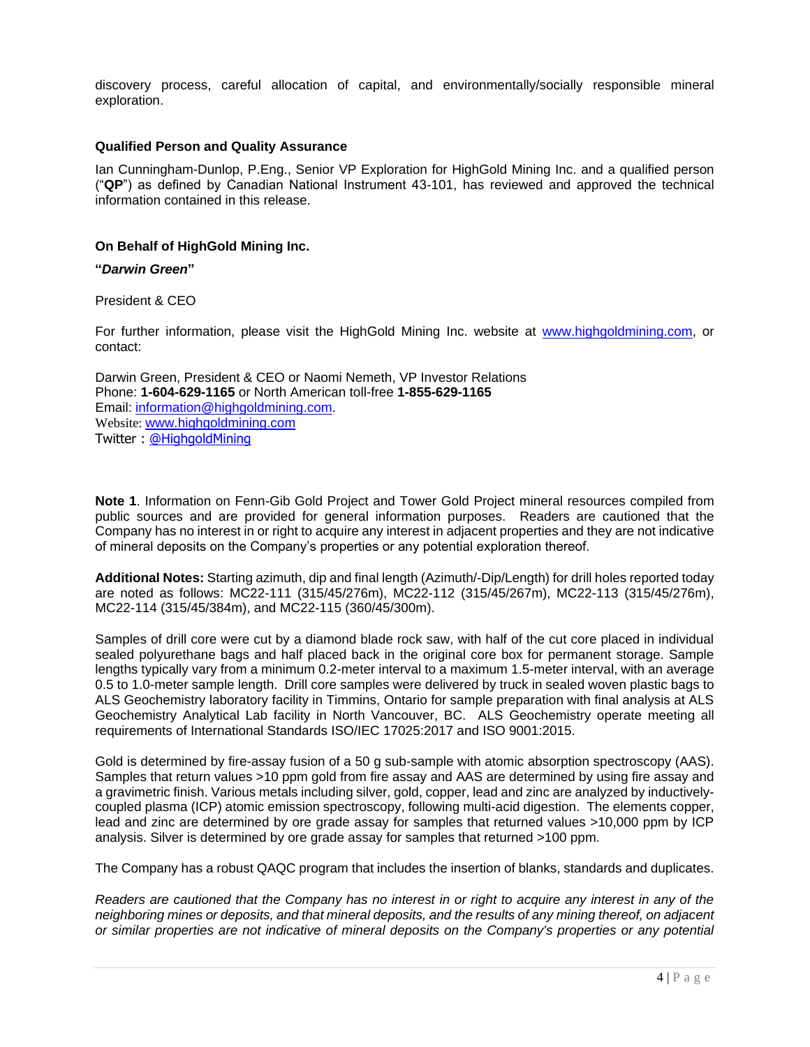discovery process, careful allocation of capital, and environmentally/socially responsible mineral exploration.

**Qualified Person and Quality Assurance**

Ian Cunningham-Dunlop, P.Eng., Senior VP Exploration for HighGold Mining Inc. and a qualified person ("**QP**") as defined by Canadian National Instrument 43-101, has reviewed and approved the technical information contained in this release.

**On Behalf of HighGold Mining Inc.**

**"*Darwin Green*"**

President & CEO

For further information, please visit the HighGold Mining Inc. website at [www.highgoldmining.com](http://www.highgoldmining.com), or contact:

Darwin Green, President & CEO or Naomi Nemeth, VP Investor Relations
Phone: **1-604-629-1165** or North American toll-free **1-855-629-1165**
Email: [information@highgoldmining.com](mailto:information@highgoldmining.com).
Website: [www.highgoldmining.com](http://www.highgoldmining.com)
Twitter : [@HighgoldMining](https://twitter.com/HighgoldMining)

**Note 1**. Information on Fenn-Gib Gold Project and Tower Gold Project mineral resources compiled from public sources and are provided for general information purposes. Readers are cautioned that the Company has no interest in or right to acquire any interest in adjacent properties and they are not indicative of mineral deposits on the Company's properties or any potential exploration thereof.

**Additional Notes:** Starting azimuth, dip and final length (Azimuth/-Dip/Length) for drill holes reported today are noted as follows: MC22-111 (315/45/276m), MC22-112 (315/45/267m), MC22-113 (315/45/276m), MC22-114 (315/45/384m), and MC22-115 (360/45/300m).

Samples of drill core were cut by a diamond blade rock saw, with half of the cut core placed in individual sealed polyurethane bags and half placed back in the original core box for permanent storage. Sample lengths typically vary from a minimum 0.2-meter interval to a maximum 1.5-meter interval, with an average 0.5 to 1.0-meter sample length. Drill core samples were delivered by truck in sealed woven plastic bags to ALS Geochemistry laboratory facility in Timmins, Ontario for sample preparation with final analysis at ALS Geochemistry Analytical Lab facility in North Vancouver, BC. ALS Geochemistry operate meeting all requirements of International Standards ISO/IEC 17025:2017 and ISO 9001:2015.

Gold is determined by fire-assay fusion of a 50 g sub-sample with atomic absorption spectroscopy (AAS). Samples that return values >10 ppm gold from fire assay and AAS are determined by using fire assay and a gravimetric finish. Various metals including silver, gold, copper, lead and zinc are analyzed by inductively-coupled plasma (ICP) atomic emission spectroscopy, following multi-acid digestion. The elements copper, lead and zinc are determined by ore grade assay for samples that returned values >10,000 ppm by ICP analysis. Silver is determined by ore grade assay for samples that returned >100 ppm.

The Company has a robust QAQC program that includes the insertion of blanks, standards and duplicates.

*Readers are cautioned that the Company has no interest in or right to acquire any interest in any of the neighboring mines or deposits, and that mineral deposits, and the results of any mining thereof, on adjacent or similar properties are not indicative of mineral deposits on the Company's properties or any potential*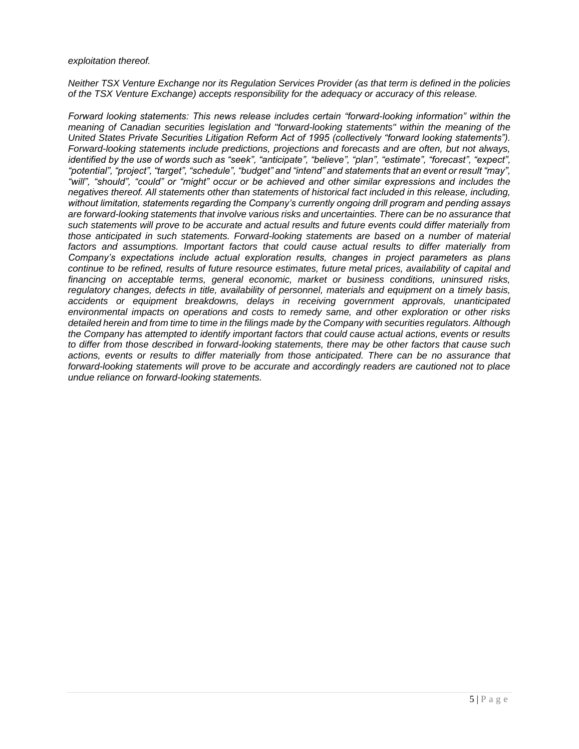*exploitation thereof.*

*Neither TSX Venture Exchange nor its Regulation Services Provider (as that term is defined in the policies of the TSX Venture Exchange) accepts responsibility for the adequacy or accuracy of this release.*

*Forward looking statements: This news release includes certain "forward-looking information" within the meaning of Canadian securities legislation and "forward-looking statements" within the meaning of the United States Private Securities Litigation Reform Act of 1995 (collectively "forward looking statements"). Forward-looking statements include predictions, projections and forecasts and are often, but not always, identified by the use of words such as "seek", "anticipate", "believe", "plan", "estimate", "forecast", "expect", "potential", "project", "target", "schedule", "budget" and "intend" and statements that an event or result "may", "will", "should", "could" or "might" occur or be achieved and other similar expressions and includes the negatives thereof. All statements other than statements of historical fact included in this release, including, without limitation, statements regarding the Company's currently ongoing drill program and pending assays are forward-looking statements that involve various risks and uncertainties. There can be no assurance that such statements will prove to be accurate and actual results and future events could differ materially from those anticipated in such statements. Forward-looking statements are based on a number of material factors and assumptions. Important factors that could cause actual results to differ materially from Company's expectations include actual exploration results, changes in project parameters as plans continue to be refined, results of future resource estimates, future metal prices, availability of capital and financing on acceptable terms, general economic, market or business conditions, uninsured risks, regulatory changes, defects in title, availability of personnel, materials and equipment on a timely basis, accidents or equipment breakdowns, delays in receiving government approvals, unanticipated environmental impacts on operations and costs to remedy same, and other exploration or other risks detailed herein and from time to time in the filings made by the Company with securities regulators. Although the Company has attempted to identify important factors that could cause actual actions, events or results to differ from those described in forward-looking statements, there may be other factors that cause such actions, events or results to differ materially from those anticipated. There can be no assurance that forward-looking statements will prove to be accurate and accordingly readers are cautioned not to place undue reliance on forward-looking statements.*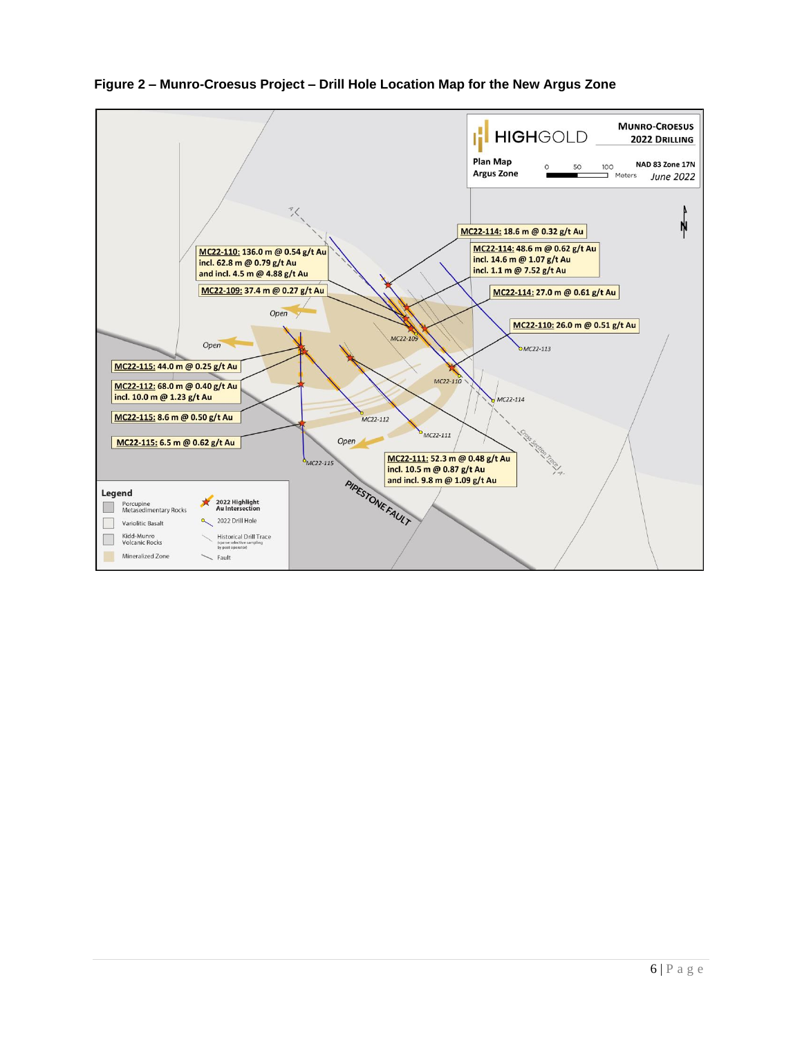**Figure 2 – Munro-Croesus Project – Drill Hole Location Map for the New Argus Zone**

HIGHGOLD

MUNRO-CROESUS
2022 DRILLING

Plan Map
Argus Zone

0 50 100
Meters

NAD 83 Zone 17N
June 2022

**MC22-114:** 18.6 m @ 0.32 g/t Au

**MC22-114:** 48.6 m @ 0.62 g/t Au
incl. 14.6 m @ 1.07 g/t Au
incl. 1.1 m @ 7.52 g/t Au

**MC22-114:** 27.0 m @ 0.61 g/t Au

**MC22-110:** 26.0 m @ 0.51 g/t Au

**MC22-110:** 136.0 m @ 0.54 g/t Au
incl. 62.8 m @ 0.79 g/t Au
and incl. 4.5 m @ 4.88 g/t Au

**MC22-109:** 37.4 m @ 0.27 g/t Au

**MC22-115:** 44.0 m @ 0.25 g/t Au

**MC22-112:** 68.0 m @ 0.40 g/t Au
incl. 10.0 m @ 1.23 g/t Au

**MC22-115:** 8.6 m @ 0.50 g/t Au

**MC22-115:** 6.5 m @ 0.62 g/t Au

**MC22-111:** 52.3 m @ 0.48 g/t Au
incl. 10.5 m @ 0.87 g/t Au
and incl. 9.8 m @ 1.09 g/t Au

Open
Open
Open

MC22-109, MC22-110, MC22-111, MC22-112, MC22-113, MC22-114, MC22-115

Cross Section Trace
A
A'

PIPESTONE FAULT

**Legend**

- Porcupine Metasedimentary Rocks
- Variolitic Basalt
- Kidd-Munro Volcanic Rocks
- Mineralized Zone
- 2022 Highlight Au Intersection
- 2022 Drill Hole
- Historical Drill Trace (sparse selective sampling by past operator)
- Fault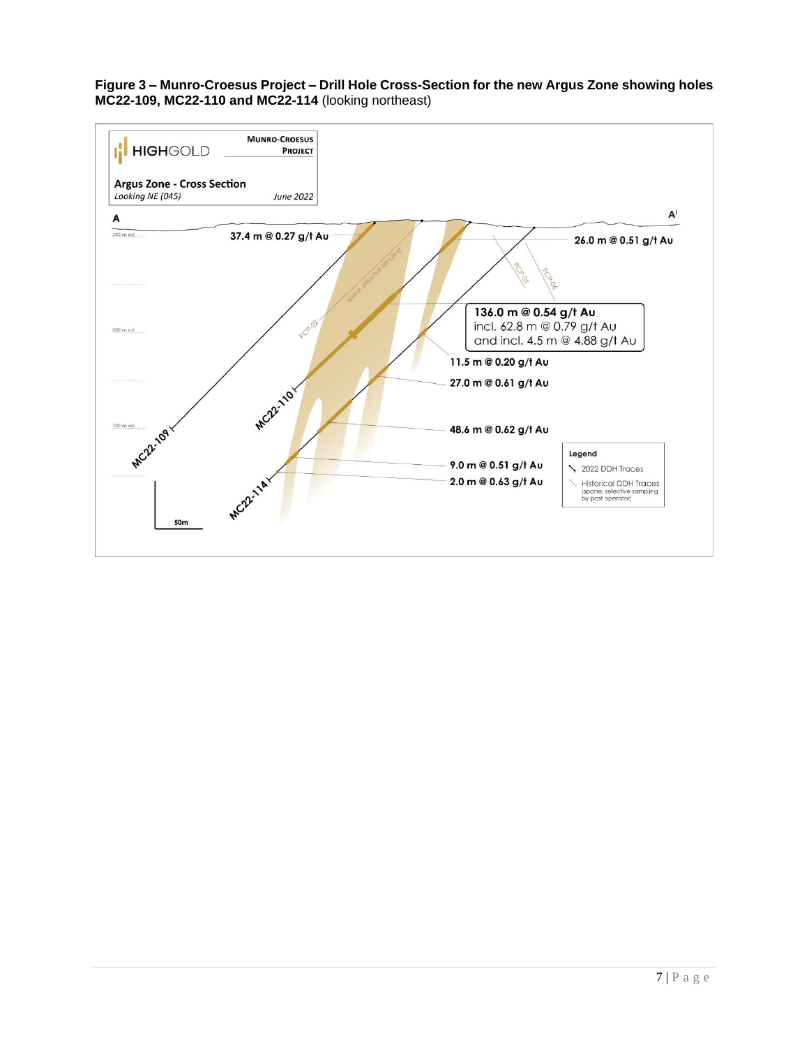**Figure 3 – Munro-Croesus Project – Drill Hole Cross-Section for the new Argus Zone showing holes MC22-109, MC22-110 and MC22-114** (looking northeast)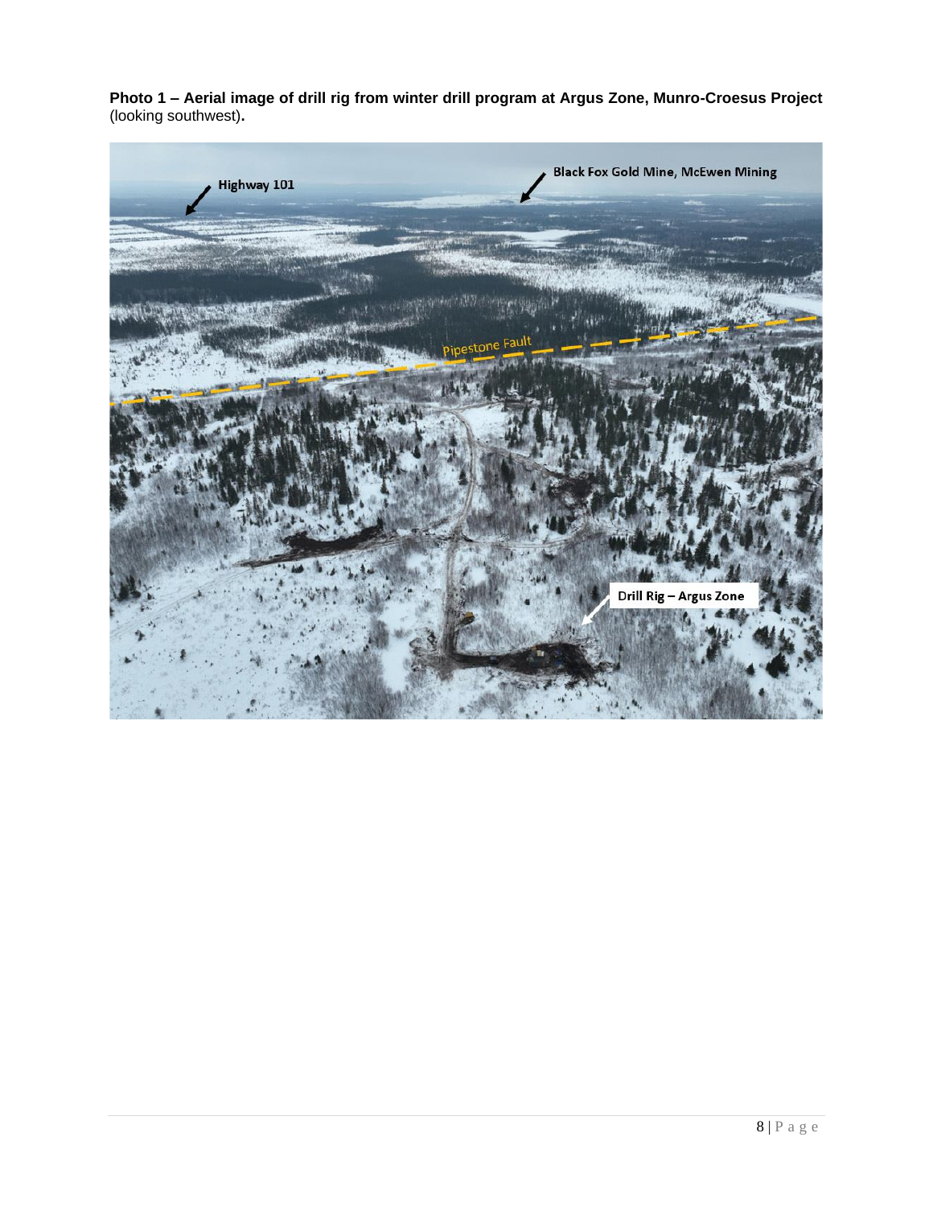**Photo 1 – Aerial image of drill rig from winter drill program at Argus Zone, Munro-Croesus Project** (looking southwest)**.**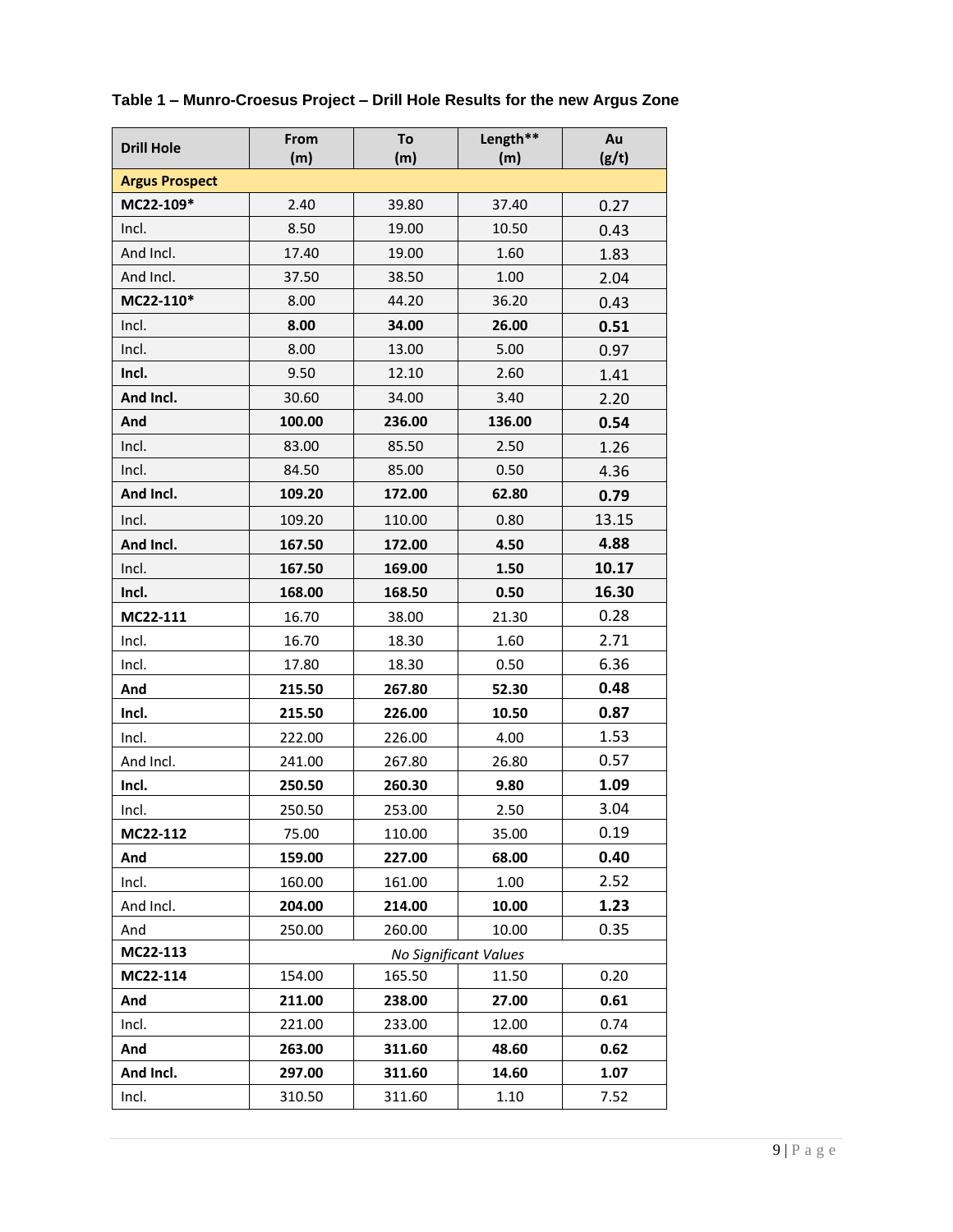**Table 1 – Munro-Croesus Project – Drill Hole Results for the new Argus Zone**

| Drill Hole | From (m) | To (m) | Length** (m) | Au (g/t) |
|---|---|---|---|---|
| **Argus Prospect** | | | | |
| **MC22-109*** | 2.40 | 39.80 | 37.40 | 0.27 |
| Incl. | 8.50 | 19.00 | 10.50 | 0.43 |
| And Incl. | 17.40 | 19.00 | 1.60 | 1.83 |
| And Incl. | 37.50 | 38.50 | 1.00 | 2.04 |
| **MC22-110*** | 8.00 | 44.20 | 36.20 | 0.43 |
| Incl. | **8.00** | **34.00** | **26.00** | **0.51** |
| Incl. | 8.00 | 13.00 | 5.00 | 0.97 |
| **Incl.** | 9.50 | 12.10 | 2.60 | 1.41 |
| **And Incl.** | 30.60 | 34.00 | 3.40 | 2.20 |
| **And** | **100.00** | **236.00** | **136.00** | **0.54** |
| Incl. | 83.00 | 85.50 | 2.50 | 1.26 |
| Incl. | 84.50 | 85.00 | 0.50 | 4.36 |
| **And Incl.** | **109.20** | **172.00** | **62.80** | **0.79** |
| Incl. | 109.20 | 110.00 | 0.80 | 13.15 |
| **And Incl.** | **167.50** | **172.00** | **4.50** | **4.88** |
| Incl. | **167.50** | **169.00** | **1.50** | **10.17** |
| **Incl.** | **168.00** | **168.50** | **0.50** | **16.30** |
| **MC22-111** | 16.70 | 38.00 | 21.30 | 0.28 |
| Incl. | 16.70 | 18.30 | 1.60 | 2.71 |
| Incl. | 17.80 | 18.30 | 0.50 | 6.36 |
| **And** | **215.50** | **267.80** | **52.30** | **0.48** |
| **Incl.** | **215.50** | **226.00** | **10.50** | **0.87** |
| Incl. | 222.00 | 226.00 | 4.00 | 1.53 |
| And Incl. | 241.00 | 267.80 | 26.80 | 0.57 |
| **Incl.** | **250.50** | **260.30** | **9.80** | **1.09** |
| Incl. | 250.50 | 253.00 | 2.50 | 3.04 |
| **MC22-112** | 75.00 | 110.00 | 35.00 | 0.19 |
| **And** | **159.00** | **227.00** | **68.00** | **0.40** |
| Incl. | 160.00 | 161.00 | 1.00 | 2.52 |
| And Incl. | **204.00** | **214.00** | **10.00** | **1.23** |
| And | 250.00 | 260.00 | 10.00 | 0.35 |
| **MC22-113** | *No Significant Values* | | | |
| **MC22-114** | 154.00 | 165.50 | 11.50 | 0.20 |
| **And** | **211.00** | **238.00** | **27.00** | **0.61** |
| Incl. | 221.00 | 233.00 | 12.00 | 0.74 |
| **And** | **263.00** | **311.60** | **48.60** | **0.62** |
| **And Incl.** | **297.00** | **311.60** | **14.60** | **1.07** |
| Incl. | 310.50 | 311.60 | 1.10 | 7.52 |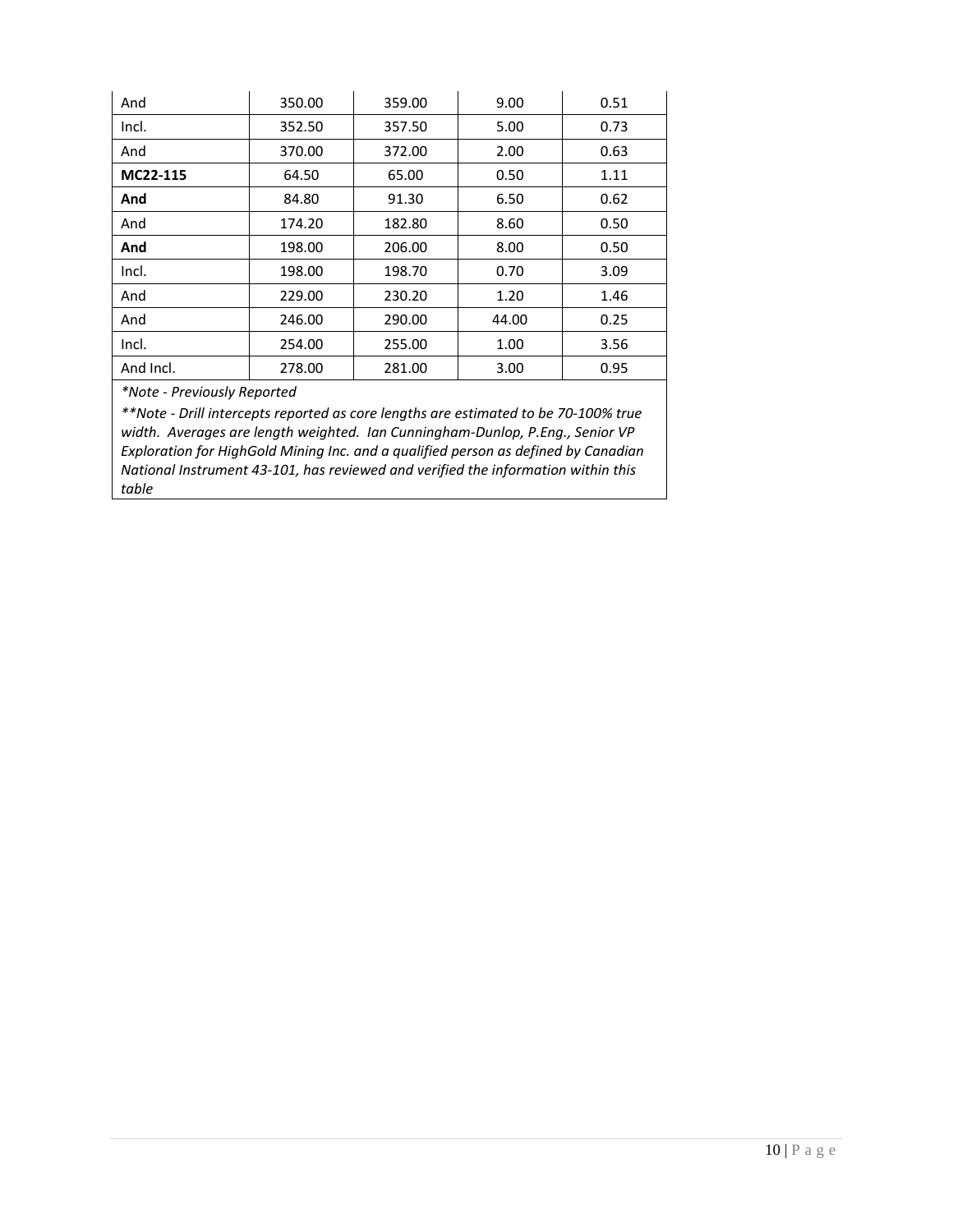| | | | | |
|---|---|---|---|---|
| And | 350.00 | 359.00 | 9.00 | 0.51 |
| Incl. | 352.50 | 357.50 | 5.00 | 0.73 |
| And | 370.00 | 372.00 | 2.00 | 0.63 |
| **MC22-115** | 64.50 | 65.00 | 0.50 | 1.11 |
| **And** | 84.80 | 91.30 | 6.50 | 0.62 |
| And | 174.20 | 182.80 | 8.60 | 0.50 |
| **And** | 198.00 | 206.00 | 8.00 | 0.50 |
| Incl. | 198.00 | 198.70 | 0.70 | 3.09 |
| And | 229.00 | 230.20 | 1.20 | 1.46 |
| And | 246.00 | 290.00 | 44.00 | 0.25 |
| Incl. | 254.00 | 255.00 | 1.00 | 3.56 |
| And Incl. | 278.00 | 281.00 | 3.00 | 0.95 |

*\*Note - Previously Reported*

*\*\*Note - Drill intercepts reported as core lengths are estimated to be 70-100% true width. Averages are length weighted. Ian Cunningham-Dunlop, P.Eng., Senior VP Exploration for HighGold Mining Inc. and a qualified person as defined by Canadian National Instrument 43-101, has reviewed and verified the information within this table*